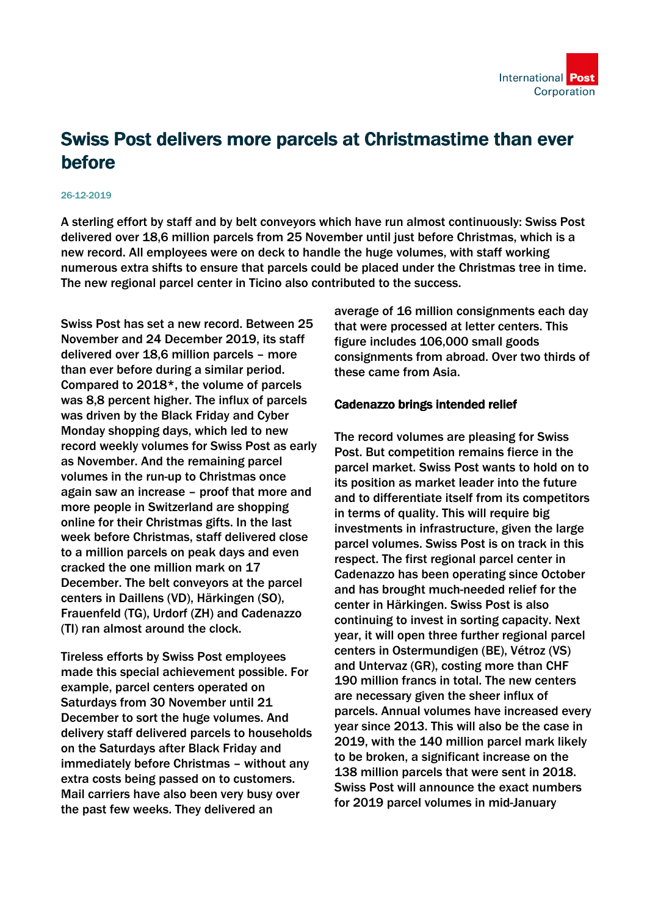# Swiss Post delivers more parcels at Christmastime than ever before

26-12-2019

**A sterling effort by staff and by belt conveyors which have run almost continuously: Swiss Post delivered over 18,6 million parcels from 25 November until just before Christmas, which is a new record. All employees were on deck to handle the huge volumes, with staff working numerous extra shifts to ensure that parcels could be placed under the Christmas tree in time. The new regional parcel center in Ticino also contributed to the success.**

Swiss Post has set a new record. Between 25 November and 24 December 2019, its staff delivered over 18,6 million parcels – more than ever before during a similar period. Compared to 2018*, the volume of parcels was 8,8 percent higher. The influx of parcels was driven by the Black Friday and Cyber Monday shopping days, which led to new record weekly volumes for Swiss Post as early as November. And the remaining parcel volumes in the run-up to Christmas once again saw an increase – proof that more and more people in Switzerland are shopping online for their Christmas gifts. In the last week before Christmas, staff delivered close to a million parcels on peak days and even cracked the one million mark on 17 December. The belt conveyors at the parcel centers in Daillens (VD), Härkingen (SO), Frauenfeld (TG), Urdorf (ZH) and Cadenazzo (TI) ran almost around the clock.

Tireless efforts by Swiss Post employees made this special achievement possible. For example, parcel centers operated on Saturdays from 30 November until 21 December to sort the huge volumes. And delivery staff delivered parcels to households on the Saturdays after Black Friday and immediately before Christmas – without any extra costs being passed on to customers. Mail carriers have also been very busy over the past few weeks. They delivered an average of 16 million consignments each day that were processed at letter centers. This figure includes 106,000 small goods consignments from abroad. Over two thirds of these came from Asia.

## Cadenazzo brings intended relief

The record volumes are pleasing for Swiss Post. But competition remains fierce in the parcel market. Swiss Post wants to hold on to its position as market leader into the future and to differentiate itself from its competitors in terms of quality. This will require big investments in infrastructure, given the large parcel volumes. Swiss Post is on track in this respect. The first regional parcel center in Cadenazzo has been operating since October and has brought much-needed relief for the center in Härkingen. Swiss Post is also continuing to invest in sorting capacity. Next year, it will open three further regional parcel centers in Ostermundigen (BE), Vétroz (VS) and Untervaz (GR), costing more than CHF 190 million francs in total. The new centers are necessary given the sheer influx of parcels. Annual volumes have increased every year since 2013. This will also be the case in 2019, with the 140 million parcel mark likely to be broken, a significant increase on the 138 million parcels that were sent in 2018. Swiss Post will announce the exact numbers for 2019 parcel volumes in mid-January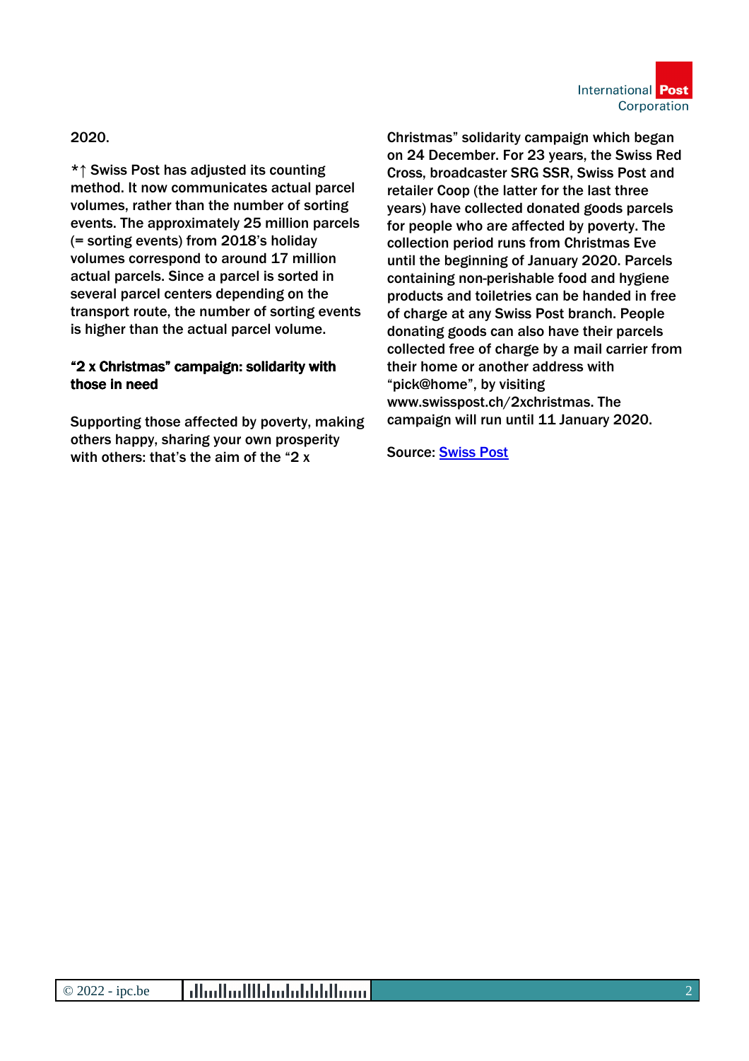2020.

*↑ Swiss Post has adjusted its counting method. It now communicates actual parcel volumes, rather than the number of sorting events. The approximately 25 million parcels (= sorting events) from 2018's holiday volumes correspond to around 17 million actual parcels. Since a parcel is sorted in several parcel centers depending on the transport route, the number of sorting events is higher than the actual parcel volume.

**"2 x Christmas" campaign: solidarity with those in need**

Supporting those affected by poverty, making others happy, sharing your own prosperity with others: that's the aim of the "2 x Christmas" solidarity campaign which began on 24 December. For 23 years, the Swiss Red Cross, broadcaster SRG SSR, Swiss Post and retailer Coop (the latter for the last three years) have collected donated goods parcels for people who are affected by poverty. The collection period runs from Christmas Eve until the beginning of January 2020. Parcels containing non-perishable food and hygiene products and toiletries can be handed in free of charge at any Swiss Post branch. People donating goods can also have their parcels collected free of charge by a mail carrier from their home or another address with "pick@home", by visiting www.swisspost.ch/2xchristmas. The campaign will run until 11 January 2020.

Source: [Swiss Post]